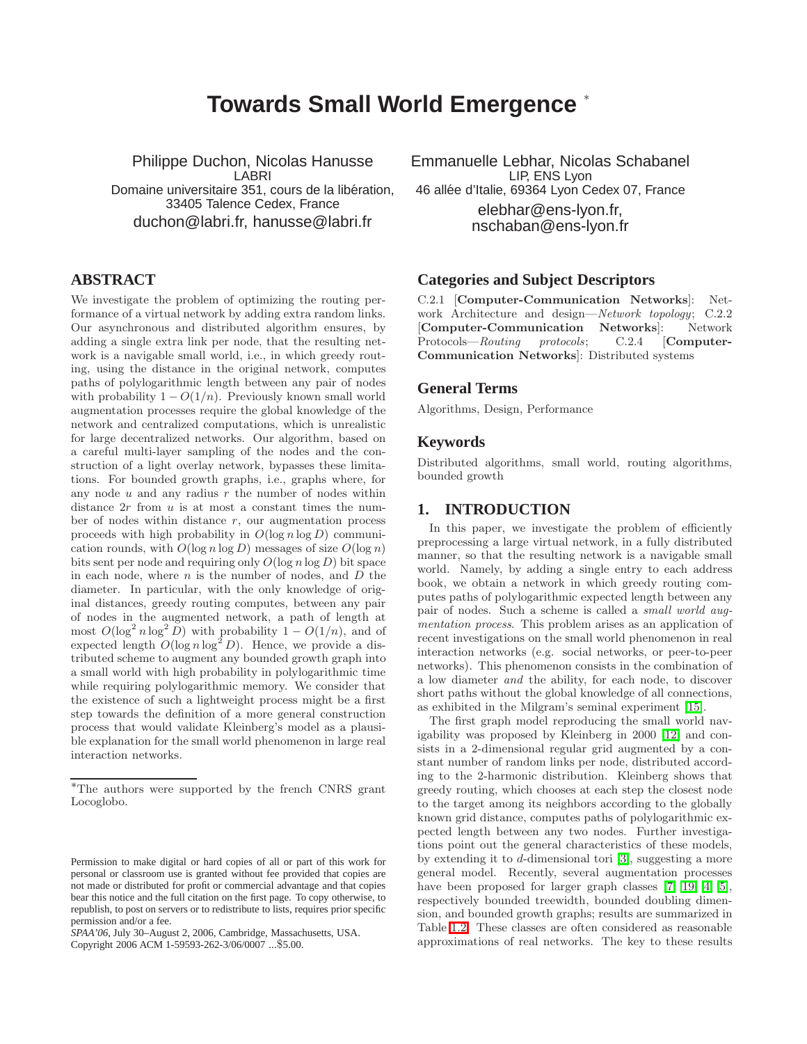# Towards Small World Emergence [*]

Philippe Duchon, Nicolas Hanusse
LABRI
Domaine universitaire 351, cours de la libération,
33405 Talence Cedex, France
duchon@labri.fr, hanusse@labri.fr

Emmanuelle Lebhar, Nicolas Schabanel
LIP, ENS Lyon
46 allée d'Italie, 69364 Lyon Cedex 07, France
elebhar@ens-lyon.fr,
nschaban@ens-lyon.fr

## ABSTRACT

We investigate the problem of optimizing the routing performance of a virtual network by adding extra random links. Our asynchronous and distributed algorithm ensures, by adding a single extra link per node, that the resulting network is a navigable small world, i.e., in which greedy routing, using the distance in the original network, computes paths of polylogarithmic length between any pair of nodes with probability $1 - O(1/n)$. Previously known small world augmentation processes require the global knowledge of the network and centralized computations, which is unrealistic for large decentralized networks. Our algorithm, based on a careful multi-layer sampling of the nodes and the construction of a light overlay network, bypasses these limitations. For bounded growth graphs, i.e., graphs where, for any node $u$ and any radius $r$ the number of nodes within distance $2r$ from $u$ is at most a constant times the number of nodes within distance $r$, our augmentation process proceeds with high probability in $O(\log n \log D)$ communication rounds, with $O(\log n \log D)$ messages of size $O(\log n)$ bits sent per node and requiring only $O(\log n \log D)$ bit space in each node, where $n$ is the number of nodes, and $D$ the diameter. In particular, with the only knowledge of original distances, greedy routing computes, between any pair of nodes in the augmented network, a path of length at most $O(\log^2 n \log^2 D)$ with probability $1 - O(1/n)$, and of expected length $O(\log n \log^2 D)$. Hence, we provide a distributed scheme to augment any bounded growth graph into a small world with high probability in polylogarithmic time while requiring polylogarithmic memory. We consider that the existence of such a lightweight process might be a first step towards the definition of a more general construction process that would validate Kleinberg's model as a plausible explanation for the small world phenomenon in large real interaction networks.

## Categories and Subject Descriptors

C.2.1 [**Computer-Communication Networks**]: Network Architecture and design—*Network topology*; C.2.2 [**Computer-Communication Networks**]: Network Protocols—*Routing protocols*; C.2.4 [**Computer-Communication Networks**]: Distributed systems

## General Terms

Algorithms, Design, Performance

## Keywords

Distributed algorithms, small world, routing algorithms, bounded growth

## 1. INTRODUCTION

In this paper, we investigate the problem of efficiently preprocessing a large virtual network, in a fully distributed manner, so that the resulting network is a navigable small world. Namely, by adding a single entry to each address book, we obtain a network in which greedy routing computes paths of polylogarithmic expected length between any pair of nodes. Such a scheme is called a *small world augmentation process*. This problem arises as an application of recent investigations on the small world phenomenon in real interaction networks (e.g. social networks, or peer-to-peer networks). This phenomenon consists in the combination of a low diameter *and* the ability, for each node, to discover short paths without the global knowledge of all connections, as exhibited in the Milgram's seminal experiment [15].

The first graph model reproducing the small world navigability was proposed by Kleinberg in 2000 [12] and consists in a 2-dimensional regular grid augmented by a constant number of random links per node, distributed according to the 2-harmonic distribution. Kleinberg shows that greedy routing, which chooses at each step the closest node to the target among its neighbors according to the globally known grid distance, computes paths of polylogarithmic expected length between any two nodes. Further investigations point out the general characteristics of these models, by extending it to $d$-dimensional tori [3], suggesting a more general model. Recently, several augmentation processes have been proposed for larger graph classes [7, 19, 4, 5], respectively bounded treewidth, bounded doubling dimension, and bounded growth graphs; results are summarized in Table 1.2. These classes are often considered as reasonable approximations of real networks. The key to these results

---

[*]The authors were supported by the french CNRS grant Locoglobo.

Permission to make digital or hard copies of all or part of this work for personal or classroom use is granted without fee provided that copies are not made or distributed for profit or commercial advantage and that copies bear this notice and the full citation on the first page. To copy otherwise, to republish, to post on servers or to redistribute to lists, requires prior specific permission and/or a fee.
*SPAA'06*, July 30–August 2, 2006, Cambridge, Massachusetts, USA.
Copyright 2006 ACM 1-59593-262-3/06/0007 ...$5.00.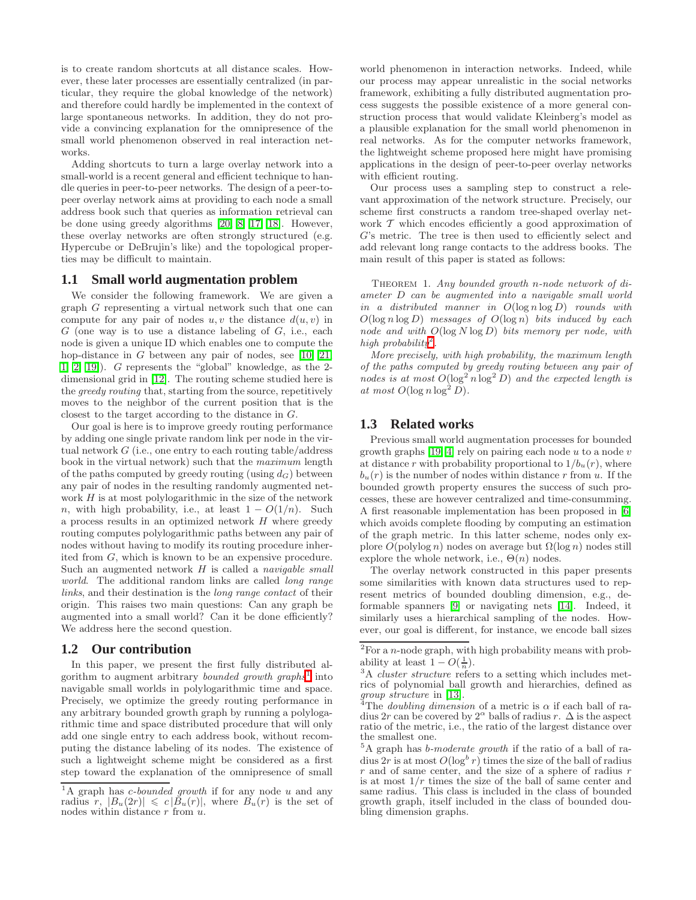is to create random shortcuts at all distance scales. However, these later processes are essentially centralized (in particular, they require the global knowledge of the network) and therefore could hardly be implemented in the context of large spontaneous networks. In addition, they do not provide a convincing explanation for the omnipresence of the small world phenomenon observed in real interaction networks.

Adding shortcuts to turn a large overlay network into a small-world is a recent general and efficient technique to handle queries in peer-to-peer networks. The design of a peer-to-peer overlay network aims at providing to each node a small address book such that queries as information retrieval can be done using greedy algorithms [20, 8, 17, 18]. However, these overlay networks are often strongly structured (e.g. Hypercube or DeBrujin's like) and the topological properties may be difficult to maintain.

## 1.1 Small world augmentation problem

We consider the following framework. We are given a graph $G$ representing a virtual network such that one can compute for any pair of nodes $u, v$ the distance $d(u, v)$ in $G$ (one way is to use a distance labeling of $G$, i.e., each node is given a unique ID which enables one to compute the hop-distance in $G$ between any pair of nodes, see [10, 21, 1, 2, 19]). $G$ represents the "global" knowledge, as the 2-dimensional grid in [12]. The routing scheme studied here is the *greedy routing* that, starting from the source, repetitively moves to the neighbor of the current position that is the closest to the target according to the distance in $G$.

Our goal is here is to improve greedy routing performance by adding one single private random link per node in the virtual network $G$ (i.e., one entry to each routing table/address book in the virtual network) such that the *maximum* length of the paths computed by greedy routing (using $d_G$) between any pair of nodes in the resulting randomly augmented network $H$ is at most polylogarithmic in the size of the network $n$, with high probability, i.e., at least $1 - O(1/n)$. Such a process results in an optimized network $H$ where greedy routing computes polylogarithmic paths between any pair of nodes without having to modify its routing procedure inherited from $G$, which is known to be an expensive procedure. Such an augmented network $H$ is called a *navigable small world*. The additional random links are called *long range links*, and their destination is the *long range contact* of their origin. This raises two main questions: Can any graph be augmented into a small world? Can it be done efficiently? We address here the second question.

## 1.2 Our contribution

In this paper, we present the first fully distributed algorithm to augment arbitrary *bounded growth graphs*[1] into navigable small worlds in polylogarithmic time and space. Precisely, we optimize the greedy routing performance in any arbitrary bounded growth graph by running a polylogarithmic time and space distributed procedure that will only add one single entry to each address book, without recomputing the distance labeling of its nodes. The existence of such a lightweight scheme might be considered as a first step toward the explanation of the omnipresence of small world phenomenon in interaction networks. Indeed, while our process may appear unrealistic in the social networks framework, exhibiting a fully distributed augmentation process suggests the possible existence of a more general construction process that would validate Kleinberg's model as a plausible explanation for the small world phenomenon in real networks. As for the computer networks framework, the lightweight scheme proposed here might have promising applications in the design of peer-to-peer overlay networks with efficient routing.

Our process uses a sampling step to construct a relevant approximation of the network structure. Precisely, our scheme first constructs a random tree-shaped overlay network $\mathcal{T}$ which encodes efficiently a good approximation of $G$'s metric. The tree is then used to efficiently select and add relevant long range contacts to the address books. The main result of this paper is stated as follows:

THEOREM 1. *Any bounded growth $n$-node network of diameter $D$ can be augmented into a navigable small world in a distributed manner in $O(\log n \log D)$ rounds with $O(\log n \log D)$ messages of $O(\log n)$ bits induced by each node and with $O(\log N \log D)$ bits memory per node, with high probability*[2].

*More precisely, with high probability, the maximum length of the paths computed by greedy routing between any pair of nodes is at most $O(\log^2 n \log^2 D)$ and the expected length is at most $O(\log n \log^2 D)$.*

## 1.3 Related works

Previous small world augmentation processes for bounded growth graphs [19, 4] rely on pairing each node $u$ to a node $v$ at distance $r$ with probability proportional to $1/b_u(r)$, where $b_u(r)$ is the number of nodes within distance $r$ from $u$. If the bounded growth property ensures the success of such processes, these are however centralized and time-consumming. A first reasonable implementation has been proposed in [6] which avoids complete flooding by computing an estimation of the graph metric. In this latter scheme, nodes only explore $O(\text{polylog } n)$ nodes on average but $\Omega(\log n)$ nodes still explore the whole network, i.e., $\Theta(n)$ nodes.

The overlay network constructed in this paper presents some similarities with known data structures used to represent metrics of bounded doubling dimension, e.g., deformable spanners [9] or navigating nets [14]. Indeed, it similarly uses a hierarchical sampling of the nodes. However, our goal is different, for instance, we encode ball sizes

[1] A graph has *c-bounded growth* if for any node $u$ and any radius $r$, $|B_u(2r)| \leqslant c|B_u(r)|$, where $B_u(r)$ is the set of nodes within distance $r$ from $u$.

[2] For a $n$-node graph, with high probability means with probability at least $1 - O(\frac{1}{n})$.

[3] A *cluster structure* refers to a setting which includes metrics of polynomial ball growth and hierarchies, defined as *group structure* in [13].

[4] The *doubling dimension* of a metric is $\alpha$ if each ball of radius $2r$ can be covered by $2^\alpha$ balls of radius $r$. $\Delta$ is the aspect ratio of the metric, i.e., the ratio of the largest distance over the smallest one.

[5] A graph has *b-moderate growth* if the ratio of a ball of radius $2r$ is at most $O(\log^b r)$ times the size of the ball of radius $r$ and of same center, and the size of a sphere of radius $r$ is at most $1/r$ times the size of the ball of same center and same radius. This class is included in the class of bounded growth graph, itself included in the class of bounded doubling dimension graphs.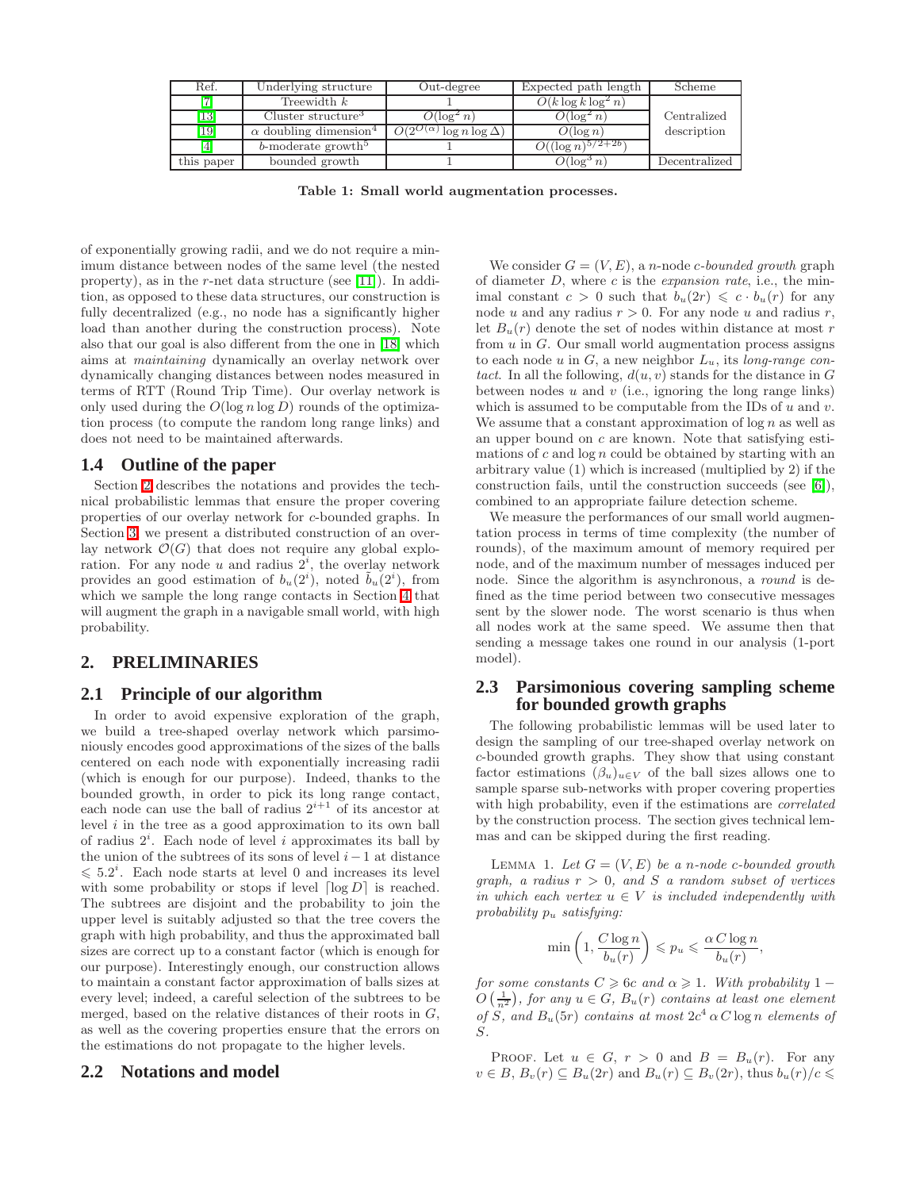| Ref. | Underlying structure | Out-degree | Expected path length | Scheme |
|---|---|---|---|---|
| [7] | Treewidth $k$ | 1 | $O(k \log k \log^2 n)$ | Centralized description |
| [13] | Cluster structure[3] | $O(\log^2 n)$ | $O(\log^2 n)$ | |
| [19] | $\alpha$ doubling dimension[4] | $O(2^{O(\alpha)} \log n \log \Delta)$ | $O(\log n)$ | |
| [4] | $b$-moderate growth[5] | 1 | $O((\log n)^{5/2+2b})$ | |
| this paper | bounded growth | 1 | $O(\log^3 n)$ | Decentralized |

**Table 1: Small world augmentation processes.**

of exponentially growing radii, and we do not require a minimum distance between nodes of the same level (the nested property), as in the $r$-net data structure (see [11]). In addition, as opposed to these data structures, our construction is fully decentralized (e.g., no node has a significantly higher load than another during the construction process). Note also that our goal is also different from the one in [18] which aims at *maintaining* dynamically an overlay network over dynamically changing distances between nodes measured in terms of RTT (Round Trip Time). Our overlay network is only used during the $O(\log n \log D)$ rounds of the optimization process (to compute the random long range links) and does not need to be maintained afterwards.

### 1.4 Outline of the paper

Section 2 describes the notations and provides the technical probabilistic lemmas that ensure the proper covering properties of our overlay network for $c$-bounded graphs. In Section 3, we present a distributed construction of an overlay network $\mathcal{O}(G)$ that does not require any global exploration. For any node $u$ and radius $2^i$, the overlay network provides an good estimation of $b_u(2^i)$, noted $\tilde{b}_u(2^i)$, from which we sample the long range contacts in Section 4 that will augment the graph in a navigable small world, with high probability.

## 2. PRELIMINARIES

### 2.1 Principle of our algorithm

In order to avoid expensive exploration of the graph, we build a tree-shaped overlay network which parsimoniously encodes good approximations of the sizes of the balls centered on each node with exponentially increasing radii (which is enough for our purpose). Indeed, thanks to the bounded growth, in order to pick its long range contact, each node can use the ball of radius $2^{i+1}$ of its ancestor at level $i$ in the tree as a good approximation to its own ball of radius $2^i$. Each node of level $i$ approximates its ball by the union of the subtrees of its sons of level $i-1$ at distance $\leqslant 5.2^i$. Each node starts at level 0 and increases its level with some probability or stops if level $\lceil \log D \rceil$ is reached. The subtrees are disjoint and the probability to join the upper level is suitably adjusted so that the tree covers the graph with high probability, and thus the approximated ball sizes are correct up to a constant factor (which is enough for our purpose). Interestingly enough, our construction allows to maintain a constant factor approximation of balls sizes at every level; indeed, a careful selection of the subtrees to be merged, based on the relative distances of their roots in $G$, as well as the covering properties ensure that the errors on the estimations do not propagate to the higher levels.

### 2.2 Notations and model

We consider $G = (V, E)$, a $n$-node $c$-*bounded growth* graph of diameter $D$, where $c$ is the *expansion rate*, i.e., the minimal constant $c > 0$ such that $b_u(2r) \leqslant c \cdot b_u(r)$ for any node $u$ and any radius $r > 0$. For any node $u$ and radius $r$, let $B_u(r)$ denote the set of nodes within distance at most $r$ from $u$ in $G$. Our small world augmentation process assigns to each node $u$ in $G$, a new neighbor $L_u$, its *long-range contact*. In all the following, $d(u, v)$ stands for the distance in $G$ between nodes $u$ and $v$ (i.e., ignoring the long range links) which is assumed to be computable from the IDs of $u$ and $v$. We assume that a constant approximation of $\log n$ as well as an upper bound on $c$ are known. Note that satisfying estimations of $c$ and $\log n$ could be obtained by starting with an arbitrary value (1) which is increased (multiplied by 2) if the construction fails, until the construction succeeds (see [6]), combined to an appropriate failure detection scheme.

We measure the performances of our small world augmentation process in terms of time complexity (the number of rounds), of the maximum amount of memory required per node, and of the maximum number of messages induced per node. Since the algorithm is asynchronous, a *round* is defined as the time period between two consecutive messages sent by the slower node. The worst scenario is thus when all nodes work at the same speed. We assume then that sending a message takes one round in our analysis (1-port model).

### 2.3 Parsimonious covering sampling scheme for bounded growth graphs

The following probabilistic lemmas will be used later to design the sampling of our tree-shaped overlay network on $c$-bounded growth graphs. They show that using constant factor estimations $(\beta_u)_{u \in V}$ of the ball sizes allows one to sample sparse sub-networks with proper covering properties with high probability, even if the estimations are *correlated* by the construction process. The section gives technical lemmas and can be skipped during the first reading.

LEMMA 1. *Let $G = (V, E)$ be a $n$-node $c$-bounded growth graph, a radius $r > 0$, and $S$ a random subset of vertices in which each vertex $u \in V$ is included independently with probability $p_u$ satisfying:*

$$\min\left(1, \frac{C \log n}{b_u(r)}\right) \leqslant p_u \leqslant \frac{\alpha\, C \log n}{b_u(r)},$$

*for some constants $C \geqslant 6c$ and $\alpha \geqslant 1$. With probability $1 - O\left(\frac{1}{n^2}\right)$, for any $u \in G$, $B_u(r)$ contains at least one element of $S$, and $B_u(5r)$ contains at most $2c^4 \alpha C \log n$ elements of $S$.*

PROOF. Let $u \in G$, $r > 0$ and $B = B_u(r)$. For any $v \in B$, $B_v(r) \subseteq B_u(2r)$ and $B_u(r) \subseteq B_v(2r)$, thus $b_u(r)/c \leqslant$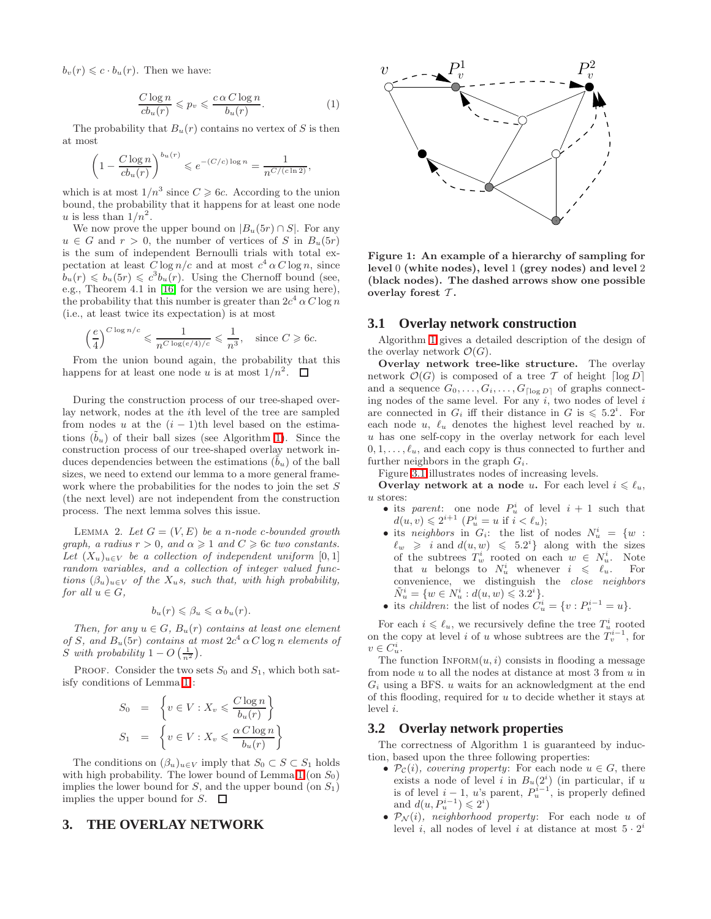$b_v(r) \leqslant c \cdot b_u(r)$. Then we have:

$$\frac{C \log n}{c b_u(r)} \leqslant p_v \leqslant \frac{c\, \alpha\, C \log n}{b_u(r)}. \qquad (1)$$

The probability that $B_u(r)$ contains no vertex of $S$ is then at most

$$\left(1 - \frac{C \log n}{c b_u(r)}\right)^{b_u(r)} \leqslant e^{-(C/c)\log n} = \frac{1}{n^{C/(c \ln 2)}},$$

which is at most $1/n^3$ since $C \geqslant 6c$. According to the union bound, the probability that it happens for at least one node $u$ is less than $1/n^2$.

We now prove the upper bound on $|B_u(5r) \cap S|$. For any $u \in G$ and $r > 0$, the number of vertices of $S$ in $B_u(5r)$ is the sum of independent Bernoulli trials with total expectation at least $C \log n / c$ and at most $c^4\, \alpha\, C \log n$, since $b_u(r) \leqslant b_u(5r) \leqslant c^3 b_u(r)$. Using the Chernoff bound (see, e.g., Theorem 4.1 in [16] for the version we are using here), the probability that this number is greater than $2c^4\, \alpha\, C \log n$ (i.e., at least twice its expectation) is at most

$$\left(\frac{e}{4}\right)^{C \log n / c} \leqslant \frac{1}{n^{C \log(e/4)/c}} \leqslant \frac{1}{n^3}, \quad \text{since } C \geqslant 6c.$$

From the union bound again, the probability that this happens for at least one node $u$ is at most $1/n^2$. $\square$

During the construction process of our tree-shaped overlay network, nodes at the $i$th level of the tree are sampled from nodes $u$ at the $(i-1)$th level based on the estimations $(\tilde{b}_u)$ of their ball sizes (see Algorithm 1). Since the construction process of our tree-shaped overlay network induces dependencies between the estimations $(\tilde{b}_u)$ of the ball sizes, we need to extend our lemma to a more general framework where the probabilities for the nodes to join the set $S$ (the next level) are not independent from the construction process. The next lemma solves this issue.

LEMMA 2. *Let $G = (V, E)$ be a $n$-node $c$-bounded growth graph, a radius $r > 0$, and $\alpha \geqslant 1$ and $C \geqslant 6c$ two constants. Let $(X_u)_{u \in V}$ be a collection of independent uniform $[0, 1]$ random variables, and a collection of integer valued functions $(\beta_u)_{u \in V}$ of the $X_u$s, such that, with high probability, for all $u \in G$,*

$$b_u(r) \leqslant \beta_u \leqslant \alpha\, b_u(r).$$

*Then, for any $u \in G$, $B_u(r)$ contains at least one element of $S$, and $B_u(5r)$ contains at most $2c^4\, \alpha\, C \log n$ elements of $S$ with probability $1 - O\left(\frac{1}{n^2}\right)$.*

PROOF. Consider the two sets $S_0$ and $S_1$, which both satisfy conditions of Lemma 1:

$$S_0 = \left\{ v \in V : X_v \leqslant \frac{C \log n}{b_u(r)} \right\}$$

$$S_1 = \left\{ v \in V : X_v \leqslant \frac{\alpha\, C \log n}{b_u(r)} \right\}$$

The conditions on $(\beta_u)_{u \in V}$ imply that $S_0 \subset S \subset S_1$ holds with high probability. The lower bound of Lemma 1 (on $S_0$) implies the lower bound for $S$, and the upper bound (on $S_1$) implies the upper bound for $S$. $\square$

## 3. THE OVERLAY NETWORK

**Figure 1: An example of a hierarchy of sampling for level 0 (white nodes), level 1 (grey nodes) and level 2 (black nodes). The dashed arrows show one possible overlay forest $\mathcal{T}$.**

### 3.1 Overlay network construction

Algorithm 1 gives a detailed description of the design of the overlay network $\mathcal{O}(G)$.

**Overlay network tree-like structure.** The overlay network $\mathcal{O}(G)$ is composed of a tree $\mathcal{T}$ of height $\lceil \log D \rceil$ and a sequence $G_0, \ldots, G_i, \ldots, G_{\lceil \log D \rceil}$ of graphs connecting nodes of the same level. For any $i$, two nodes of level $i$ are connected in $G_i$ iff their distance in $G$ is $\leqslant 5.2^i$. For each node $u$, $\ell_u$ denotes the highest level reached by $u$. $u$ has one self-copy in the overlay network for each level $0, 1, \ldots, \ell_u$, and each copy is thus connected to further and further neighbors in the graph $G_i$.

Figure 3.1 illustrates nodes of increasing levels.

**Overlay network at a node $u$.** For each level $i \leqslant \ell_u$, $u$ stores:

- its *parent*: one node $P_u^i$ of level $i + 1$ such that $d(u, v) \leqslant 2^{i+1}$ ($P_u^i = u$ if $i < \ell_u$);
- its *neighbors* in $G_i$: the list of nodes $N_u^i = \{w : \ell_w \geqslant i \text{ and } d(u, w) \leqslant 5.2^i\}$ along with the sizes of the subtrees $T_w^i$ rooted on each $w \in N_u^i$. Note that $u$ belongs to $N_u^i$ whenever $i \leqslant \ell_u$. For convenience, we distinguish the *close neighbors* $\tilde{N}_u^i = \{w \in N_u^i : d(u, w) \leqslant 3.2^i\}$.
- its *children*: the list of nodes $C_u^i = \{v : P_v^{i-1} = u\}$.

For each $i \leqslant \ell_u$, we recursively define the tree $T_u^i$ rooted on the copy at level $i$ of $u$ whose subtrees are the $T_v^{i-1}$, for $v \in C_u^i$.

The function INFORM$(u, i)$ consists in flooding a message from node $u$ to all the nodes at distance at most 3 from $u$ in $G_i$ using a BFS. $u$ waits for an acknowledgment at the end of this flooding, required for $u$ to decide whether it stays at level $i$.

### 3.2 Overlay network properties

The correctness of Algorithm 1 is guaranteed by induction, based upon the three following properties:

- $\mathcal{P}_{\mathcal{C}}(i)$, *covering property*: For each node $u \in G$, there exists a node of level $i$ in $B_u(2^i)$ (in particular, if $u$ is of level $i - 1$, $u$'s parent, $P_u^{i-1}$, is properly defined and $d(u, P_u^{i-1}) \leqslant 2^i$)
- $\mathcal{P}_{\mathcal{N}}(i)$, *neighborhood property*: For each node $u$ of level $i$, all nodes of level $i$ at distance at most $5 \cdot 2^i$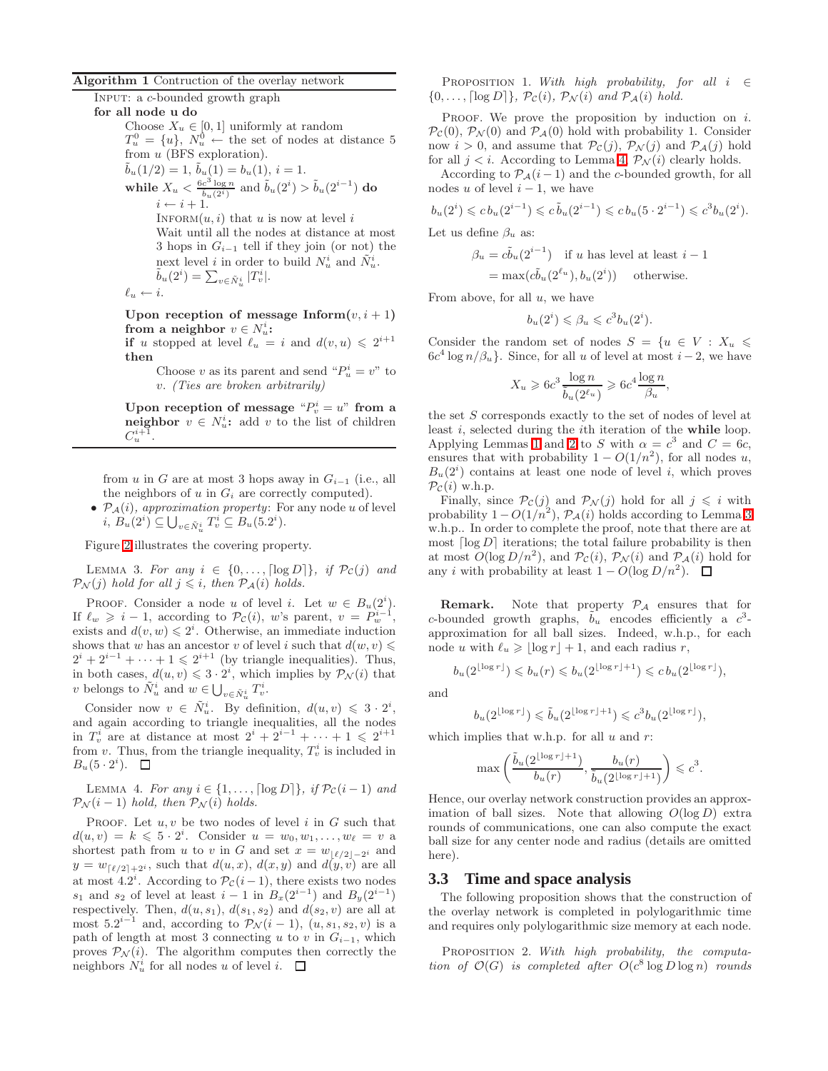**Algorithm 1** Contruction of the overlay network

```
INPUT: a c-bounded growth graph
for all node u do
    Choose X_u ∈ [0,1] uniformly at random
    T_u^0 = {u}, N_u^0 ← the set of nodes at distance 5 from u (BFS exploration).
    b̃_u(1/2) = 1, b̃_u(1) = b_u(1), i = 1.
    while X_u < 6c^3 log n / b̃_u(2^i) and b̃_u(2^i) > b̃_u(2^{i-1}) do
        i ← i + 1.
        INFORM(u, i) that u is now at level i
        Wait until all the nodes at distance at most 3 hops in G_{i-1} tell if they join (or not) the next level i in order to build N_u^i and Ñ_u^i.
        b̃_u(2^i) = Σ_{v ∈ Ñ_u^i} |T_v^i|.
    ℓ_u ← i.

    Upon reception of message Inform(v, i+1) from a neighbor v ∈ N_u^i:
    if u stopped at level ℓ_u = i and d(v,u) ≤ 2^{i+1} then
        Choose v as its parent and send "P_u^i = v" to v. (Ties are broken arbitrarily)

    Upon reception of message "P_v^i = u" from a neighbor v ∈ N_u^i: add v to the list of children C_u^{i+1}.
```

from $u$ in $G$ are at most 3 hops away in $G_{i-1}$ (i.e., all the neighbors of $u$ in $G_i$ are correctly computed).

- $\mathcal{P}_{\mathcal{A}}(i)$, *approximation property*: For any node $u$ of level $i$, $B_u(2^i) \subseteq \bigcup_{v\in \tilde{N}_u^i} T_v^i \subseteq B_u(5.2^i)$.

Figure 2 illustrates the covering property.

LEMMA 3. *For any $i \in \{0,\dots,\lceil \log D\rceil\}$, if $\mathcal{P}_{\mathcal{C}}(j)$ and $\mathcal{P}_{\mathcal{N}}(j)$ hold for all $j \leqslant i$, then $\mathcal{P}_{\mathcal{A}}(i)$ holds.*

PROOF. Consider a node $u$ of level $i$. Let $w \in B_u(2^i)$. If $\ell_w \geqslant i-1$, according to $\mathcal{P}_{\mathcal{C}}(i)$, $w$'s parent, $v = P_w^{i-1}$, exists and $d(v,w) \leqslant 2^i$. Otherwise, an immediate induction shows that $w$ has an ancestor $v$ of level $i$ such that $d(w,v) \leqslant 2^i + 2^{i-1} + \dots + 1 \leqslant 2^{i+1}$ (by triangle inequalities). Thus, in both cases, $d(u,v) \leqslant 3\cdot 2^i$, which implies by $\mathcal{P}_{\mathcal{N}}(i)$ that $v$ belongs to $\tilde{N}_u^i$ and $w \in \bigcup_{v\in\tilde{N}_u^i} T_v^i$.

Consider now $v \in \tilde{N}_u^i$. By definition, $d(u,v) \leqslant 3\cdot 2^i$, and again according to triangle inequalities, all the nodes in $T_v^i$ are at distance at most $2^i + 2^{i-1} + \dots + 1 \leqslant 2^{i+1}$ from $v$. Thus, from the triangle inequality, $T_v^i$ is included in $B_u(5\cdot 2^i)$. $\square$

LEMMA 4. *For any $i \in \{1,\dots,\lceil\log D\rceil\}$, if $\mathcal{P}_{\mathcal{C}}(i-1)$ and $\mathcal{P}_{\mathcal{N}}(i-1)$ hold, then $\mathcal{P}_{\mathcal{N}}(i)$ holds.*

PROOF. Let $u, v$ be two nodes of level $i$ in $G$ such that $d(u,v) = k \leqslant 5\cdot 2^i$. Consider $u = w_0, w_1, \dots, w_\ell = v$ a shortest path from $u$ to $v$ in $G$ and set $x = w_{\lfloor \ell/2\rfloor - 2^i}$ and $y = w_{\lceil \ell/2\rceil + 2^i}$, such that $d(u,x)$, $d(x,y)$ and $d(y,v)$ are all at most $4.2^i$. According to $\mathcal{P}_{\mathcal{C}}(i-1)$, there exists two nodes $s_1$ and $s_2$ of level at least $i-1$ in $B_x(2^{i-1})$ and $B_y(2^{i-1})$ respectively. Then, $d(u,s_1)$, $d(s_1,s_2)$ and $d(s_2,v)$ are all at most $5.2^{i-1}$ and, according to $\mathcal{P}_{\mathcal{N}}(i-1)$, $(u,s_1,s_2,v)$ is a path of length at most 3 connecting $u$ to $v$ in $G_{i-1}$, which proves $\mathcal{P}_{\mathcal{N}}(i)$. The algorithm computes then correctly the neighbors $N_u^i$ for all nodes $u$ of level $i$. $\square$

PROPOSITION 1. *With high probability, for all $i \in \{0,\dots,\lceil\log D\rceil\}$, $\mathcal{P}_{\mathcal{C}}(i)$, $\mathcal{P}_{\mathcal{N}}(i)$ and $\mathcal{P}_{\mathcal{A}}(i)$ hold.*

PROOF. We prove the proposition by induction on $i$. $\mathcal{P}_{\mathcal{C}}(0)$, $\mathcal{P}_{\mathcal{N}}(0)$ and $\mathcal{P}_{\mathcal{A}}(0)$ hold with probability 1. Consider now $i > 0$, and assume that $\mathcal{P}_{\mathcal{C}}(j)$, $\mathcal{P}_{\mathcal{N}}(j)$ and $\mathcal{P}_{\mathcal{A}}(j)$ hold for all $j < i$. According to Lemma 4, $\mathcal{P}_{\mathcal{N}}(i)$ clearly holds.

According to $\mathcal{P}_{\mathcal{A}}(i-1)$ and the $c$-bounded growth, for all nodes $u$ of level $i-1$, we have

$$b_u(2^i) \leqslant c\, b_u(2^{i-1}) \leqslant c\, \tilde{b}_u(2^{i-1}) \leqslant c\, b_u(5\cdot 2^{i-1}) \leqslant c^3 b_u(2^i).$$

Let us define $\beta_u$ as:

$$\begin{aligned}\beta_u &= c\tilde{b}_u(2^{i-1}) \quad \text{if } u \text{ has level at least } i-1\\ &= \max(c\tilde{b}_u(2^{\ell_u}), b_u(2^i)) \quad \text{otherwise.}\end{aligned}$$

From above, for all $u$, we have

$$b_u(2^i) \leqslant \beta_u \leqslant c^3 b_u(2^i).$$

Consider the random set of nodes $S = \{u \in V : X_u \leqslant 6c^4 \log n/\beta_u\}$. Since, for all $u$ of level at most $i-2$, we have

$$X_u \geqslant 6c^3 \frac{\log n}{\tilde{b}_u(2^{\ell_u})} \geqslant 6c^4 \frac{\log n}{\beta_u},$$

the set $S$ corresponds exactly to the set of nodes of level at least $i$, selected during the $i$th iteration of the **while** loop. Applying Lemmas 1 and 2 to $S$ with $\alpha = c^3$ and $C = 6c$, ensures that with probability $1 - O(1/n^2)$, for all nodes $u$, $B_u(2^i)$ contains at least one node of level $i$, which proves $\mathcal{P}_{\mathcal{C}}(i)$ w.h.p.

Finally, since $\mathcal{P}_{\mathcal{C}}(j)$ and $\mathcal{P}_{\mathcal{N}}(j)$ hold for all $j \leqslant i$ with probability $1 - O(1/n^2)$, $\mathcal{P}_{\mathcal{A}}(i)$ holds according to Lemma 3 w.h.p.. In order to complete the proof, note that there are at most $\lceil \log D\rceil$ iterations; the total failure probability is then at most $O(\log D/n^2)$, and $\mathcal{P}_{\mathcal{C}}(i)$, $\mathcal{P}_{\mathcal{N}}(i)$ and $\mathcal{P}_{\mathcal{A}}(i)$ hold for any $i$ with probability at least $1 - O(\log D/n^2)$. $\square$

**Remark.** Note that property $\mathcal{P}_{\mathcal{A}}$ ensures that for $c$-bounded growth graphs, $\tilde{b}_u$ encodes efficiently a $c^3$-approximation for all ball sizes. Indeed, w.h.p., for each node $u$ with $\ell_u \geqslant \lfloor \log r\rfloor + 1$, and each radius $r$,

$$b_u(2^{\lfloor \log r\rfloor}) \leqslant b_u(r) \leqslant b_u(2^{\lfloor \log r\rfloor + 1}) \leqslant c\, b_u(2^{\lfloor \log r\rfloor}),$$

and

$$b_u(2^{\lfloor \log r\rfloor}) \leqslant \tilde{b}_u(2^{\lfloor \log r\rfloor + 1}) \leqslant c^3 b_u(2^{\lfloor \log r\rfloor}),$$

which implies that w.h.p. for all $u$ and $r$:

$$\max\left(\frac{\tilde{b}_u(2^{\lfloor \log r\rfloor+1})}{b_u(r)}, \frac{b_u(r)}{\tilde{b}_u(2^{\lfloor \log r\rfloor+1})}\right) \leqslant c^3.$$

Hence, our overlay network construction provides an approximation of ball sizes. Note that allowing $O(\log D)$ extra rounds of communications, one can also compute the exact ball size for any center node and radius (details are omitted here).

### 3.3 Time and space analysis

The following proposition shows that the construction of the overlay network is completed in polylogarithmic time and requires only polylogarithmic size memory at each node.

PROPOSITION 2. *With high probability, the computation of $\mathcal{O}(G)$ is completed after $O(c^8 \log D \log n)$ rounds*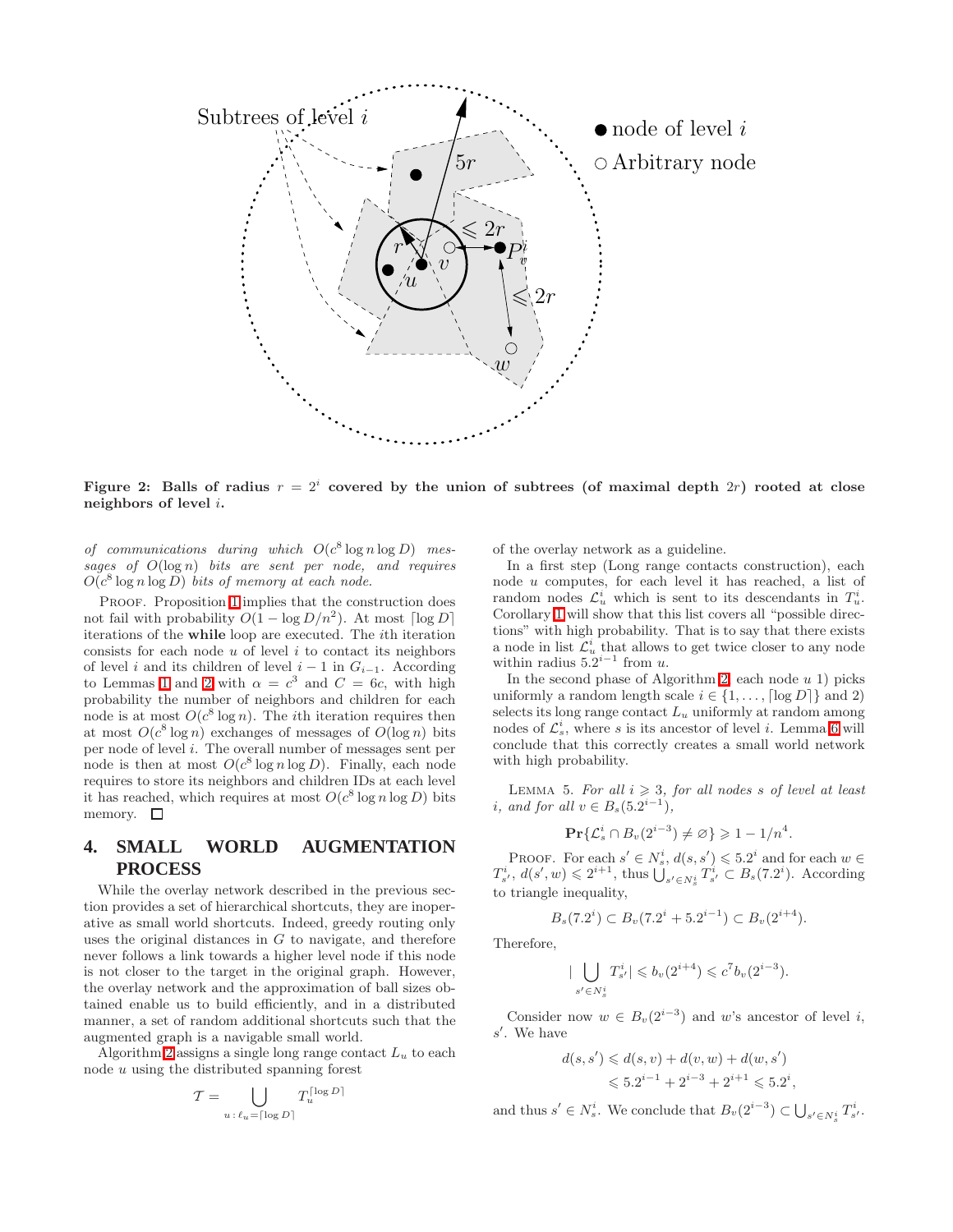Figure 2: Balls of radius $r = 2^i$ covered by the union of subtrees (of maximal depth $2r$) rooted at close neighbors of level $i$.

*of communications during which $O(c^8 \log n \log D)$ messages of $O(\log n)$ bits are sent per node, and requires $O(c^8 \log n \log D)$ bits of memory at each node.*

Proof. Proposition 1 implies that the construction does not fail with probability $O(1 - \log D/n^2)$. At most $\lceil \log D \rceil$ iterations of the **while** loop are executed. The $i$th iteration consists for each node $u$ of level $i$ to contact its neighbors of level $i$ and its children of level $i-1$ in $G_{i-1}$. According to Lemmas 1 and 2 with $\alpha = c^3$ and $C = 6c$, with high probability the number of neighbors and children for each node is at most $O(c^8 \log n)$. The $i$th iteration requires then at most $O(c^8 \log n)$ exchanges of messages of $O(\log n)$ bits per node of level $i$. The overall number of messages sent per node is then at most $O(c^8 \log n \log D)$. Finally, each node requires to store its neighbors and children IDs at each level it has reached, which requires at most $O(c^8 \log n \log D)$ bits memory. □

## 4. SMALL WORLD AUGMENTATION PROCESS

While the overlay network described in the previous section provides a set of hierarchical shortcuts, they are inoperative as small world shortcuts. Indeed, greedy routing only uses the original distances in $G$ to navigate, and therefore never follows a link towards a higher level node if this node is not closer to the target in the original graph. However, the overlay network and the approximation of ball sizes obtained enable us to build efficiently, and in a distributed manner, a set of random additional shortcuts such that the augmented graph is a navigable small world.

Algorithm 2 assigns a single long range contact $L_u$ to each node $u$ using the distributed spanning forest

$$\mathcal{T} = \bigcup_{u\,:\,\ell_u = \lceil \log D \rceil} T_u^{\lceil \log D \rceil}$$

of the overlay network as a guideline.

In a first step (Long range contacts construction), each node $u$ computes, for each level it has reached, a list of random nodes $\mathcal{L}_u^i$ which is sent to its descendants in $T_u^i$. Corollary 1 will show that this list covers all "possible directions" with high probability. That is to say that there exists a node in list $\mathcal{L}_u^i$ that allows to get twice closer to any node within radius $5.2^{i-1}$ from $u$.

In the second phase of Algorithm 2, each node $u$ 1) picks uniformly a random length scale $i \in \{1, \ldots, \lceil \log D \rceil\}$ and 2) selects its long range contact $L_u$ uniformly at random among nodes of $\mathcal{L}_s^i$, where $s$ is its ancestor of level $i$. Lemma 6 will conclude that this correctly creates a small world network with high probability.

Lemma 5. *For all $i \geqslant 3$, for all nodes $s$ of level at least $i$, and for all $v \in B_s(5.2^{i-1})$,*

$$\mathbf{Pr}\{\mathcal{L}_s^i \cap B_v(2^{i-3}) \neq \varnothing\} \geqslant 1 - 1/n^4.$$

Proof. For each $s' \in N_s^i$, $d(s, s') \leqslant 5.2^i$ and for each $w \in T_{s'}^i$, $d(s', w) \leqslant 2^{i+1}$, thus $\bigcup_{s' \in N_s^i} T_{s'}^i \subset B_s(7.2^i)$. According to triangle inequality,

$$B_s(7.2^i) \subset B_v(7.2^i + 5.2^{i-1}) \subset B_v(2^{i+4}).$$

Therefore,

$$|\bigcup_{s' \in N_s^i} T_{s'}^i| \leqslant b_v(2^{i+4}) \leqslant c^7 b_v(2^{i-3}).$$

Consider now $w \in B_v(2^{i-3})$ and $w$'s ancestor of level $i$, $s'$. We have

$$\begin{aligned} d(s, s') &\leqslant d(s, v) + d(v, w) + d(w, s') \\ &\leqslant 5.2^{i-1} + 2^{i-3} + 2^{i+1} \leqslant 5.2^i, \end{aligned}$$

and thus $s' \in N_s^i$. We conclude that $B_v(2^{i-3}) \subset \bigcup_{s' \in N_s^i} T_{s'}^i$.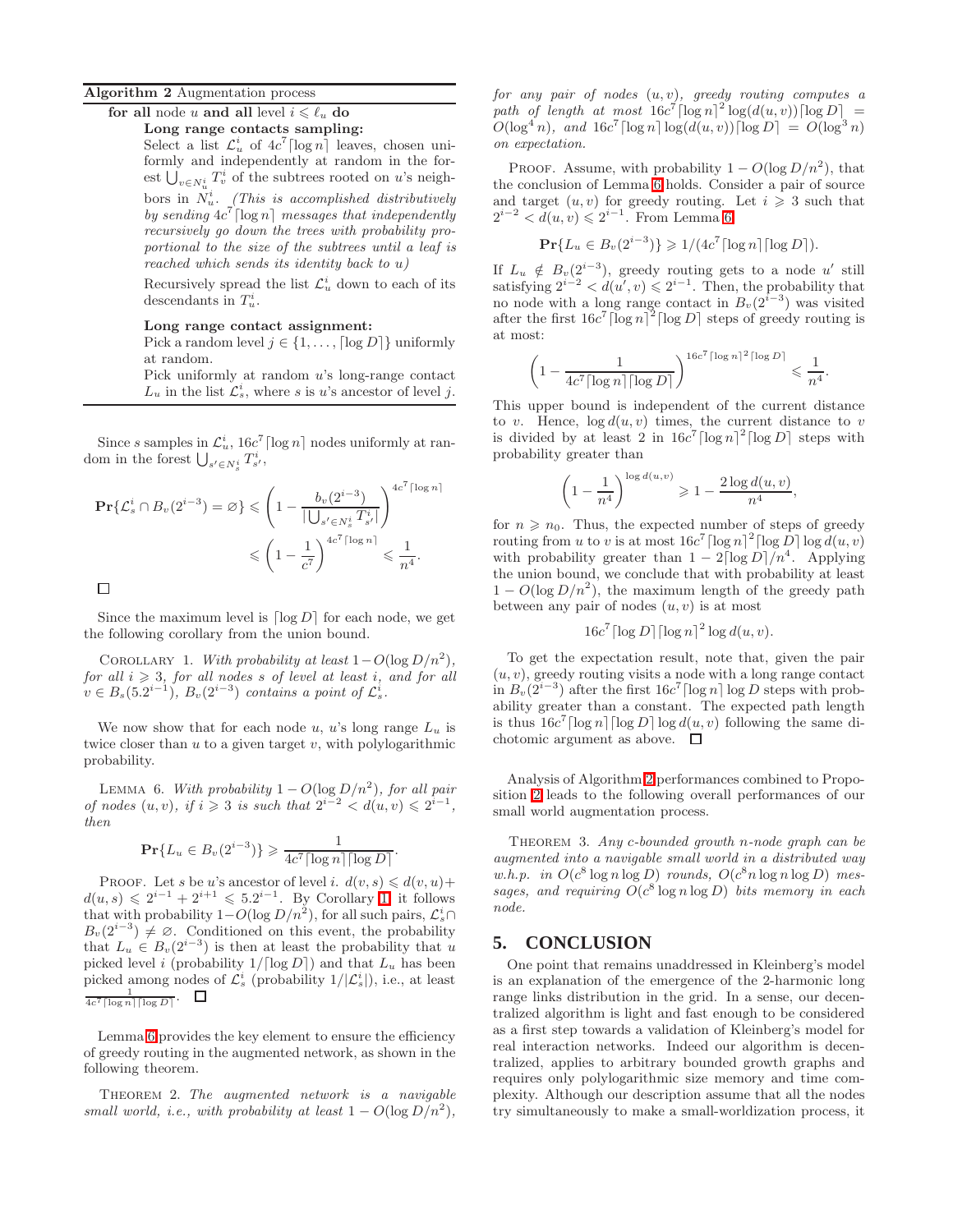**Algorithm 2** Augmentation process

---

**for all** node $u$ **and all** level $i \leqslant \ell_u$ **do**

**Long range contacts sampling:**

Select a list $\mathcal{L}_u^i$ of $4c^7\lceil \log n \rceil$ leaves, chosen uniformly and independently at random in the forest $\bigcup_{v \in N_u^i} T_v^i$ of the subtrees rooted on $u$'s neighbors in $N_u^i$. *(This is accomplished distributively by sending $4c^7\lceil \log n \rceil$ messages that independently recursively go down the trees with probability proportional to the size of the subtrees until a leaf is reached which sends its identity back to $u$)*

Recursively spread the list $\mathcal{L}_u^i$ down to each of its descendants in $T_u^i$.

**Long range contact assignment:**

Pick a random level $j \in \{1, \ldots, \lceil \log D \rceil\}$ uniformly at random.

Pick uniformly at random $u$'s long-range contact $L_u$ in the list $\mathcal{L}_s^i$, where $s$ is $u$'s ancestor of level $j$.

---

Since $s$ samples in $\mathcal{L}_u^i$, $16c^7\lceil \log n \rceil$ nodes uniformly at random in the forest $\bigcup_{s' \in N_s^i} T_{s'}^i$,

$$\mathbf{Pr}\{\mathcal{L}_s^i \cap B_v(2^{i-3}) = \varnothing\} \leqslant \left(1 - \frac{b_v(2^{i-3})}{|\bigcup_{s' \in N_s^i} T_{s'}^i|}\right)^{4c^7\lceil \log n \rceil}$$

$$\leqslant \left(1 - \frac{1}{c^7}\right)^{4c^7\lceil \log n \rceil} \leqslant \frac{1}{n^4}.$$

□

Since the maximum level is $\lceil \log D \rceil$ for each node, we get the following corollary from the union bound.

Corollary 1. *With probability at least $1 - O(\log D/n^2)$, for all $i \geqslant 3$, for all nodes $s$ of level at least $i$, and for all $v \in B_s(5.2^{i-1})$, $B_v(2^{i-3})$ contains a point of $\mathcal{L}_s^i$.*

We now show that for each node $u$, $u$'s long range $L_u$ is twice closer than $u$ to a given target $v$, with polylogarithmic probability.

Lemma 6. *With probability $1 - O(\log D/n^2)$, for all pair of nodes $(u, v)$, if $i \geqslant 3$ is such that $2^{i-2} < d(u, v) \leqslant 2^{i-1}$, then*

$$\mathbf{Pr}\{L_u \in B_v(2^{i-3})\} \geqslant \frac{1}{4c^7\lceil \log n \rceil \lceil \log D \rceil}.$$

Proof. Let $s$ be $u$'s ancestor of level $i$. $d(v, s) \leqslant d(v, u) + d(u, s) \leqslant 2^{i-1} + 2^{i+1} \leqslant 5.2^{i-1}$. By Corollary 1, it follows that with probability $1 - O(\log D/n^2)$, for all such pairs, $\mathcal{L}_s^i \cap B_v(2^{i-3}) \neq \varnothing$. Conditioned on this event, the probability that $L_u \in B_v(2^{i-3})$ is then at least the probability that $u$ picked level $i$ (probability $1/\lceil \log D \rceil$) and that $L_u$ has been picked among nodes of $\mathcal{L}_s^i$ (probability $1/|\mathcal{L}_s^i|$), i.e., at least $\frac{1}{4c^7\lceil \log n \rceil \lceil \log D \rceil}$. □

Lemma 6 provides the key element to ensure the efficiency of greedy routing in the augmented network, as shown in the following theorem.

Theorem 2. *The augmented network is a navigable small world, i.e., with probability at least $1 - O(\log D/n^2)$, for any pair of nodes $(u, v)$, greedy routing computes a path of length at most $16c^7\lceil \log n \rceil^2 \log(d(u, v))\lceil \log D \rceil = O(\log^4 n)$, and $16c^7\lceil \log n \rceil \log(d(u, v))\lceil \log D \rceil = O(\log^3 n)$ on expectation.*

Proof. Assume, with probability $1 - O(\log D/n^2)$, that the conclusion of Lemma 6 holds. Consider a pair of source and target $(u, v)$ for greedy routing. Let $i \geqslant 3$ such that $2^{i-2} < d(u, v) \leqslant 2^{i-1}$. From Lemma 6,

$$\mathbf{Pr}\{L_u \in B_v(2^{i-3})\} \geqslant 1/(4c^7\lceil \log n \rceil \lceil \log D \rceil).$$

If $L_u \notin B_v(2^{i-3})$, greedy routing gets to a node $u'$ still satisfying $2^{i-2} < d(u', v) \leqslant 2^{i-1}$. Then, the probability that no node with a long range contact in $B_v(2^{i-3})$ was visited after the first $16c^7\lceil \log n \rceil^2 \lceil \log D \rceil$ steps of greedy routing is at most:

$$\left(1 - \frac{1}{4c^7\lceil \log n \rceil \lceil \log D \rceil}\right)^{16c^7\lceil \log n \rceil^2 \lceil \log D \rceil} \leqslant \frac{1}{n^4}.$$

This upper bound is independent of the current distance to $v$. Hence, $\log d(u, v)$ times, the current distance to $v$ is divided by at least 2 in $16c^7\lceil \log n \rceil^2 \lceil \log D \rceil$ steps with probability greater than

$$\left(1 - \frac{1}{n^4}\right)^{\log d(u,v)} \geqslant 1 - \frac{2 \log d(u, v)}{n^4},$$

for $n \geqslant n_0$. Thus, the expected number of steps of greedy routing from $u$ to $v$ is at most $16c^7\lceil \log n \rceil^2 \lceil \log D \rceil \log d(u, v)$ with probability greater than $1 - 2\lceil \log D \rceil/n^4$. Applying the union bound, we conclude that with probability at least $1 - O(\log D/n^2)$, the maximum length of the greedy path between any pair of nodes $(u, v)$ is at most

$$16c^7\lceil \log D \rceil \lceil \log n \rceil^2 \log d(u, v).$$

To get the expectation result, note that, given the pair $(u, v)$, greedy routing visits a node with a long range contact in $B_v(2^{i-3})$ after the first $16c^7\lceil \log n \rceil \log D$ steps with probability greater than a constant. The expected path length is thus $16c^7\lceil \log n \rceil \lceil \log D \rceil \log d(u, v)$ following the same dichotomic argument as above. □

Analysis of Algorithm 2 performances combined to Proposition 2 leads to the following overall performances of our small world augmentation process.

Theorem 3. *Any $c$-bounded growth $n$-node graph can be augmented into a navigable small world in a distributed way w.h.p. in $O(c^8 \log n \log D)$ rounds, $O(c^8 n \log n \log D)$ messages, and requiring $O(c^8 \log n \log D)$ bits memory in each node.*

## 5. CONCLUSION

One point that remains unaddressed in Kleinberg's model is an explanation of the emergence of the 2-harmonic long range links distribution in the grid. In a sense, our decentralized algorithm is light and fast enough to be considered as a first step towards a validation of Kleinberg's model for real interaction networks. Indeed our algorithm is decentralized, applies to arbitrary bounded growth graphs and requires only polylogarithmic size memory and time complexity. Although our description assume that all the nodes try simultaneously to make a small-worldization process, it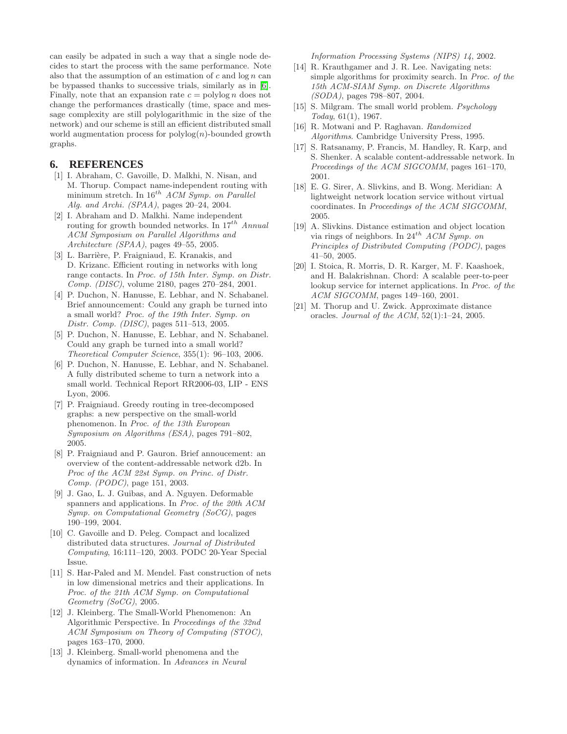can easily be adpated in such a way that a single node decides to start the process with the same performance. Note also that the assumption of an estimation of $c$ and $\log n$ can be bypassed thanks to successive trials, similarly as in [6]. Finally, note that an expansion rate $c = \text{polylog}\, n$ does not change the performances drastically (time, space and message complexity are still polylogarithmic in the size of the network) and our scheme is still an efficient distributed small world augmentation process for $\text{polylog}(n)$-bounded growth graphs.

## 6. REFERENCES

[1] I. Abraham, C. Gavoille, D. Malkhi, N. Nisan, and M. Thorup. Compact name-independent routing with minimum stretch. In $16^{th}$ *ACM Symp. on Parallel Alg. and Archi. (SPAA)*, pages 20–24, 2004.

[2] I. Abraham and D. Malkhi. Name independent routing for growth bounded networks. In $17^{th}$ *Annual ACM Symposium on Parallel Algorithms and Architecture (SPAA)*, pages 49–55, 2005.

[3] L. Barrière, P. Fraigniaud, E. Kranakis, and D. Krizanc. Efficient routing in networks with long range contacts. In *Proc. of 15th Inter. Symp. on Distr. Comp. (DISC)*, volume 2180, pages 270–284, 2001.

[4] P. Duchon, N. Hanusse, E. Lebhar, and N. Schabanel. Brief announcement: Could any graph be turned into a small world? *Proc. of the 19th Inter. Symp. on Distr. Comp. (DISC)*, pages 511–513, 2005.

[5] P. Duchon, N. Hanusse, E. Lebhar, and N. Schabanel. Could any graph be turned into a small world? *Theoretical Computer Science*, 355(1): 96–103, 2006.

[6] P. Duchon, N. Hanusse, E. Lebhar, and N. Schabanel. A fully distributed scheme to turn a network into a small world. Technical Report RR2006-03, LIP - ENS Lyon, 2006.

[7] P. Fraigniaud. Greedy routing in tree-decomposed graphs: a new perspective on the small-world phenomenon. In *Proc. of the 13th European Symposium on Algorithms (ESA)*, pages 791–802, 2005.

[8] P. Fraigniaud and P. Gauron. Brief annoucement: an overview of the content-addressable network d2b. In *Proc of the ACM 22st Symp. on Princ. of Distr. Comp. (PODC)*, page 151, 2003.

[9] J. Gao, L. J. Guibas, and A. Nguyen. Deformable spanners and applications. In *Proc. of the 20th ACM Symp. on Computational Geometry (SoCG)*, pages 190–199, 2004.

[10] C. Gavoille and D. Peleg. Compact and localized distributed data structures. *Journal of Distributed Computing*, 16:111–120, 2003. PODC 20-Year Special Issue.

[11] S. Har-Paled and M. Mendel. Fast construction of nets in low dimensional metrics and their applications. In *Proc. of the 21th ACM Symp. on Computational Geometry (SoCG)*, 2005.

[12] J. Kleinberg. The Small-World Phenomenon: An Algorithmic Perspective. In *Proceedings of the 32nd ACM Symposium on Theory of Computing (STOC)*, pages 163–170, 2000.

[13] J. Kleinberg. Small-world phenomena and the dynamics of information. In *Advances in Neural Information Processing Systems (NIPS) 14*, 2002.

[14] R. Krauthgamer and J. R. Lee. Navigating nets: simple algorithms for proximity search. In *Proc. of the 15th ACM-SIAM Symp. on Discrete Algorithms (SODA)*, pages 798–807, 2004.

[15] S. Milgram. The small world problem. *Psychology Today*, 61(1), 1967.

[16] R. Motwani and P. Raghavan. *Randomized Algorithms*. Cambridge University Press, 1995.

[17] S. Ratsanamy, P. Francis, M. Handley, R. Karp, and S. Shenker. A scalable content-addressable network. In *Proceedings of the ACM SIGCOMM*, pages 161–170, 2001.

[18] E. G. Sirer, A. Slivkins, and B. Wong. Meridian: A lightweight network location service without virtual coordinates. In *Proceedings of the ACM SIGCOMM*, 2005.

[19] A. Slivkins. Distance estimation and object location via rings of neighbors. In $24^{th}$ *ACM Symp. on Principles of Distributed Computing (PODC)*, pages 41–50, 2005.

[20] I. Stoica, R. Morris, D. R. Karger, M. F. Kaashoek, and H. Balakrishnan. Chord: A scalable peer-to-peer lookup service for internet applications. In *Proc. of the ACM SIGCOMM*, pages 149–160, 2001.

[21] M. Thorup and U. Zwick. Approximate distance oracles. *Journal of the ACM*, 52(1):1–24, 2005.